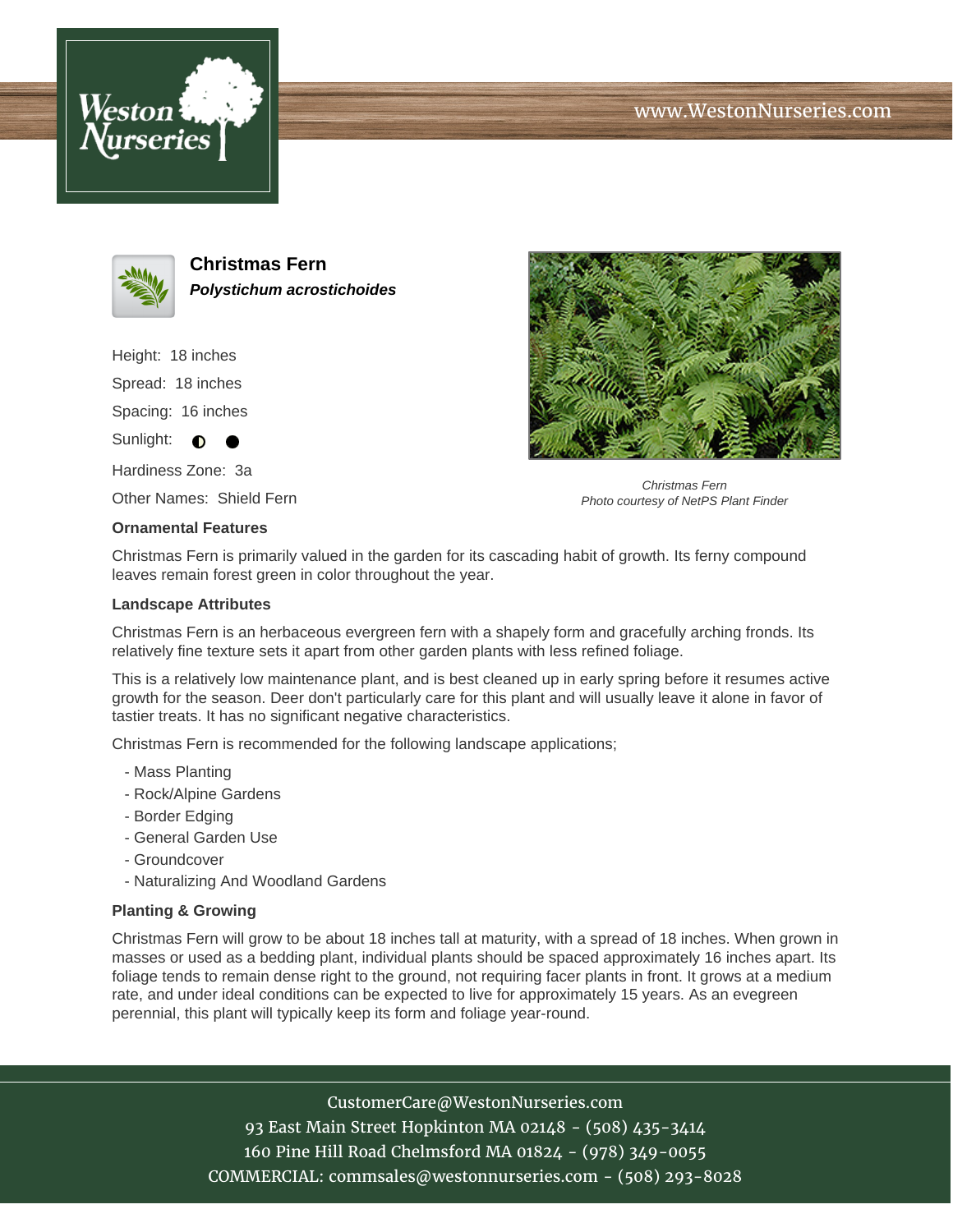www.WestonNurseries.com

# Christmas Fern

***Polystichum acrostichoides***

Height: 18 inches

Spread: 18 inches

Spacing: 16 inches

Sunlight: ◐ ●

Hardiness Zone: 3a

Other Names: Shield Fern

*Christmas Fern*
*Photo courtesy of NetPS Plant Finder*

## Ornamental Features

Christmas Fern is primarily valued in the garden for its cascading habit of growth. Its ferny compound leaves remain forest green in color throughout the year.

## Landscape Attributes

Christmas Fern is an herbaceous evergreen fern with a shapely form and gracefully arching fronds. Its relatively fine texture sets it apart from other garden plants with less refined foliage.

This is a relatively low maintenance plant, and is best cleaned up in early spring before it resumes active growth for the season. Deer don't particularly care for this plant and will usually leave it alone in favor of tastier treats. It has no significant negative characteristics.

Christmas Fern is recommended for the following landscape applications;

- Mass Planting
- Rock/Alpine Gardens
- Border Edging
- General Garden Use
- Groundcover
- Naturalizing And Woodland Gardens

## Planting & Growing

Christmas Fern will grow to be about 18 inches tall at maturity, with a spread of 18 inches. When grown in masses or used as a bedding plant, individual plants should be spaced approximately 16 inches apart. Its foliage tends to remain dense right to the ground, not requiring facer plants in front. It grows at a medium rate, and under ideal conditions can be expected to live for approximately 15 years. As an evegreen perennial, this plant will typically keep its form and foliage year-round.

CustomerCare@WestonNurseries.com
93 East Main Street Hopkinton MA 02148 - (508) 435-3414
160 Pine Hill Road Chelmsford MA 01824 - (978) 349-0055
COMMERCIAL: commsales@westonnurseries.com - (508) 293-8028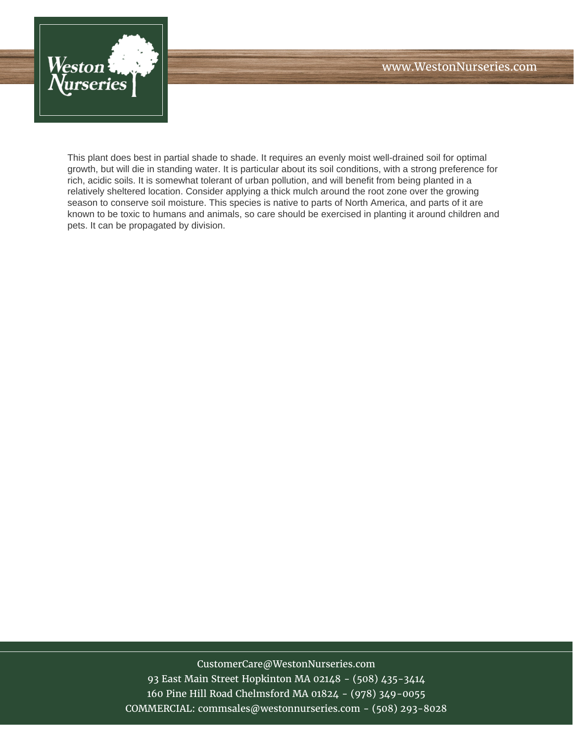This plant does best in partial shade to shade. It requires an evenly moist well-drained soil for optimal growth, but will die in standing water. It is particular about its soil conditions, with a strong preference for rich, acidic soils. It is somewhat tolerant of urban pollution, and will benefit from being planted in a relatively sheltered location. Consider applying a thick mulch around the root zone over the growing season to conserve soil moisture. This species is native to parts of North America, and parts of it are known to be toxic to humans and animals, so care should be exercised in planting it around children and pets. It can be propagated by division.